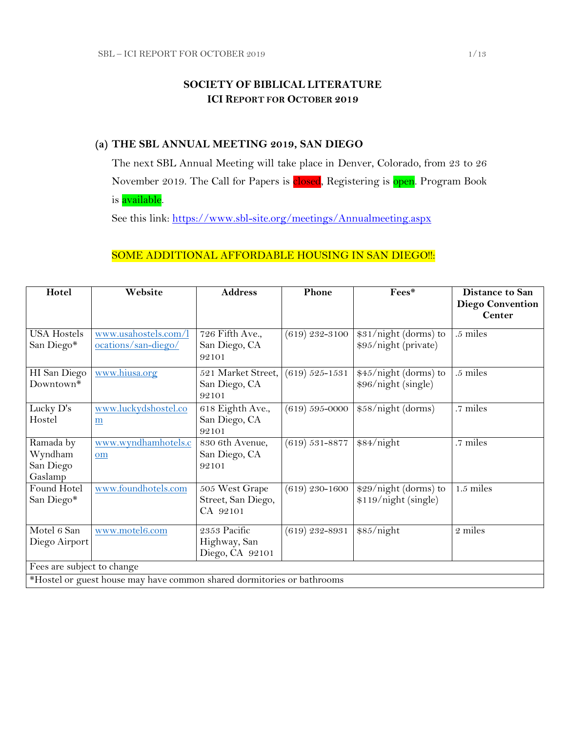# SOCIETY OF BIBLICAL LITERATURE
## ICI REPORT FOR OCTOBER 2019

### (a) THE SBL ANNUAL MEETING 2019, SAN DIEGO

The next SBL Annual Meeting will take place in Denver, Colorado, from 23 to 26 November 2019. The Call for Papers is closed, Registering is open. Program Book is available.

See this link: https://www.sbl-site.org/meetings/Annualmeeting.aspx

SOME ADDITIONAL AFFORDABLE HOUSING IN SAN DIEGO!!:

| Hotel | Website | Address | Phone | Fees* | Distance to San Diego Convention Center |
|---|---|---|---|---|---|
| USA Hostels San Diego* | www.usahostels.com/locations/san-diego/ | 726 Fifth Ave., San Diego, CA 92101 | (619) 232-3100 | $31/night (dorms) to $95/night (private) | .5 miles |
| HI San Diego Downtown* | www.hiusa.org | 521 Market Street, San Diego, CA 92101 | (619) 525-1531 | $45/night (dorms) to $96/night (single) | .5 miles |
| Lucky D's Hostel | www.luckydshostel.com | 618 Eighth Ave., San Diego, CA 92101 | (619) 595-0000 | $58/night (dorms) | .7 miles |
| Ramada by Wyndham San Diego Gaslamp | www.wyndhamhotels.com | 830 6th Avenue, San Diego, CA 92101 | (619) 531-8877 | $84/night | .7 miles |
| Found Hotel San Diego* | www.foundhotels.com | 505 West Grape Street, San Diego, CA 92101 | (619) 230-1600 | $29/night (dorms) to $119/night (single) | 1.5 miles |
| Motel 6 San Diego Airport | www.motel6.com | 2353 Pacific Highway, San Diego, CA 92101 | (619) 232-8931 | $85/night | 2 miles |
| Fees are subject to change | | | | | |
| *Hostel or guest house may have common shared dormitories or bathrooms | | | | | |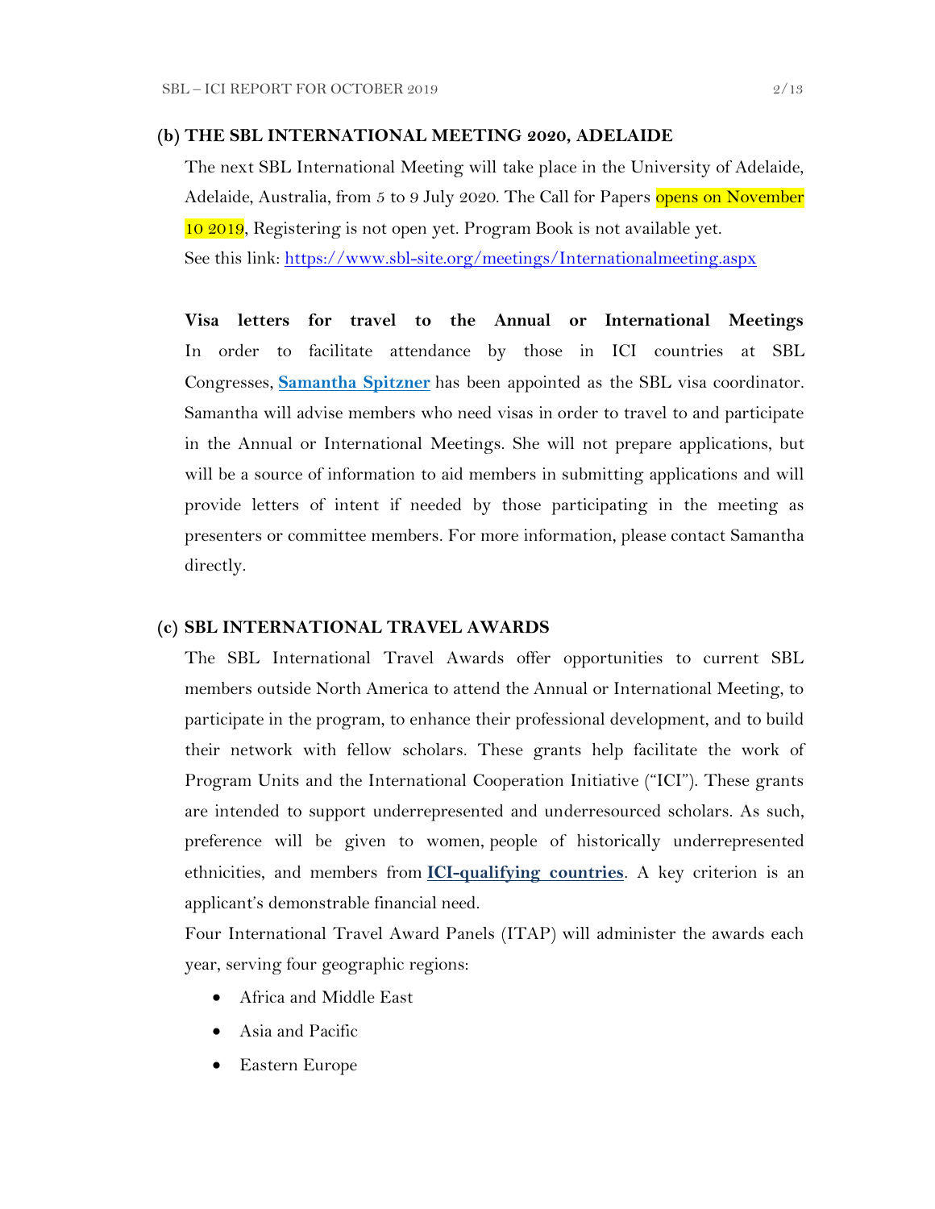## (b) THE SBL INTERNATIONAL MEETING 2020, ADELAIDE

The next SBL International Meeting will take place in the University of Adelaide, Adelaide, Australia, from 5 to 9 July 2020. The Call for Papers opens on November 10 2019, Registering is not open yet. Program Book is not available yet.
See this link: https://www.sbl-site.org/meetings/Internationalmeeting.aspx

**Visa letters for travel to the Annual or International Meetings**
In order to facilitate attendance by those in ICI countries at SBL Congresses, **Samantha Spitzner** has been appointed as the SBL visa coordinator. Samantha will advise members who need visas in order to travel to and participate in the Annual or International Meetings. She will not prepare applications, but will be a source of information to aid members in submitting applications and will provide letters of intent if needed by those participating in the meeting as presenters or committee members. For more information, please contact Samantha directly.

## (c) SBL INTERNATIONAL TRAVEL AWARDS

The SBL International Travel Awards offer opportunities to current SBL members outside North America to attend the Annual or International Meeting, to participate in the program, to enhance their professional development, and to build their network with fellow scholars. These grants help facilitate the work of Program Units and the International Cooperation Initiative ("ICI"). These grants are intended to support underrepresented and underresourced scholars. As such, preference will be given to women, people of historically underrepresented ethnicities, and members from **ICI-qualifying countries**. A key criterion is an applicant's demonstrable financial need.

Four International Travel Award Panels (ITAP) will administer the awards each year, serving four geographic regions:

- Africa and Middle East
- Asia and Pacific
- Eastern Europe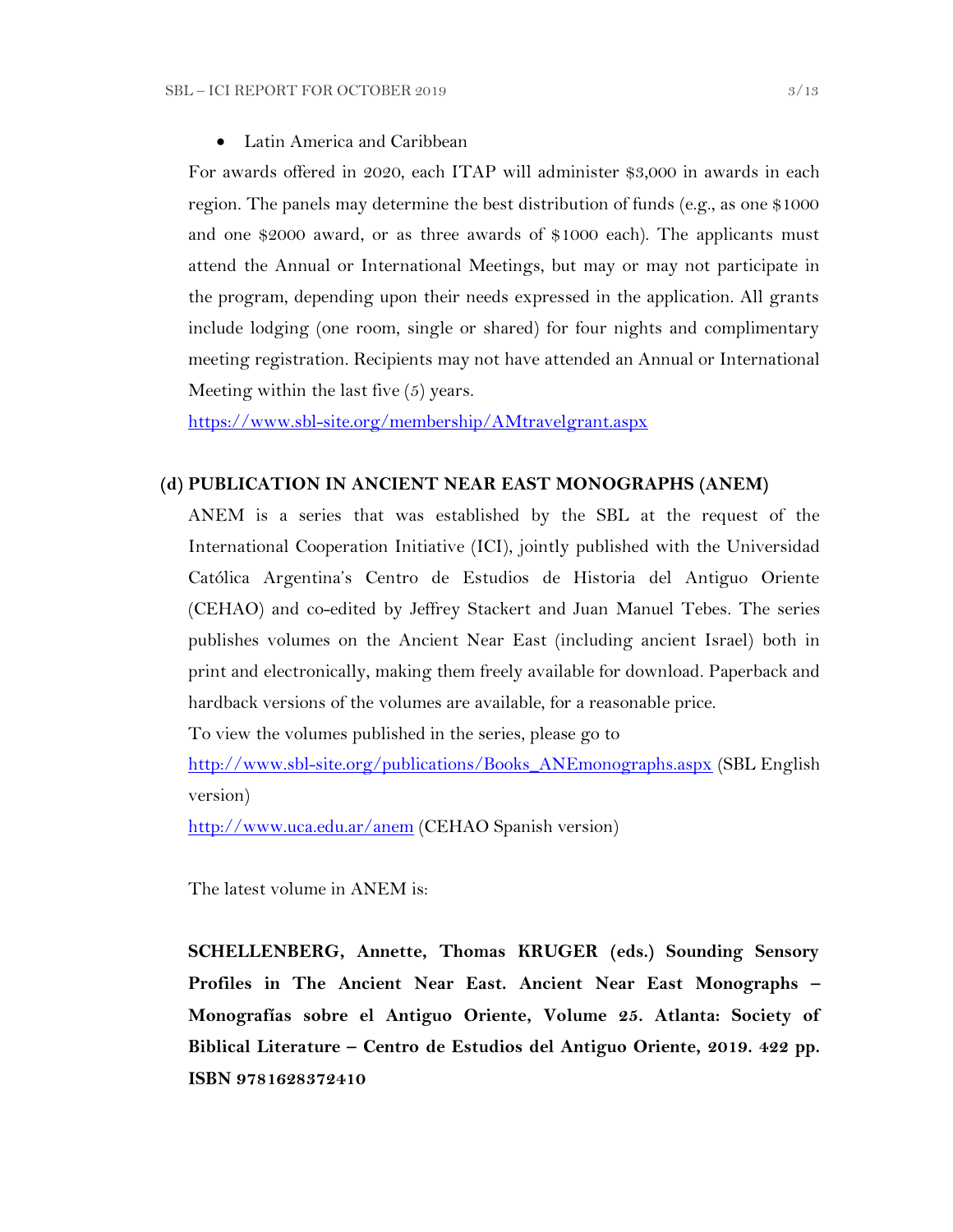- Latin America and Caribbean

For awards offered in 2020, each ITAP will administer $3,000 in awards in each region. The panels may determine the best distribution of funds (e.g., as one $1000 and one $2000 award, or as three awards of $1000 each). The applicants must attend the Annual or International Meetings, but may or may not participate in the program, depending upon their needs expressed in the application. All grants include lodging (one room, single or shared) for four nights and complimentary meeting registration. Recipients may not have attended an Annual or International Meeting within the last five (5) years.

https://www.sbl-site.org/membership/AMtravelgrant.aspx

### (d) PUBLICATION IN ANCIENT NEAR EAST MONOGRAPHS (ANEM)

ANEM is a series that was established by the SBL at the request of the International Cooperation Initiative (ICI), jointly published with the Universidad Católica Argentina's Centro de Estudios de Historia del Antiguo Oriente (CEHAO) and co-edited by Jeffrey Stackert and Juan Manuel Tebes. The series publishes volumes on the Ancient Near East (including ancient Israel) both in print and electronically, making them freely available for download. Paperback and hardback versions of the volumes are available, for a reasonable price.

To view the volumes published in the series, please go to

http://www.sbl-site.org/publications/Books_ANEmonographs.aspx (SBL English version)

http://www.uca.edu.ar/anem (CEHAO Spanish version)

The latest volume in ANEM is:

**SCHELLENBERG, Annette, Thomas KRUGER (eds.) Sounding Sensory Profiles in The Ancient Near East. Ancient Near East Monographs – Monografías sobre el Antiguo Oriente, Volume 25. Atlanta: Society of Biblical Literature – Centro de Estudios del Antiguo Oriente, 2019. 422 pp. ISBN 9781628372410**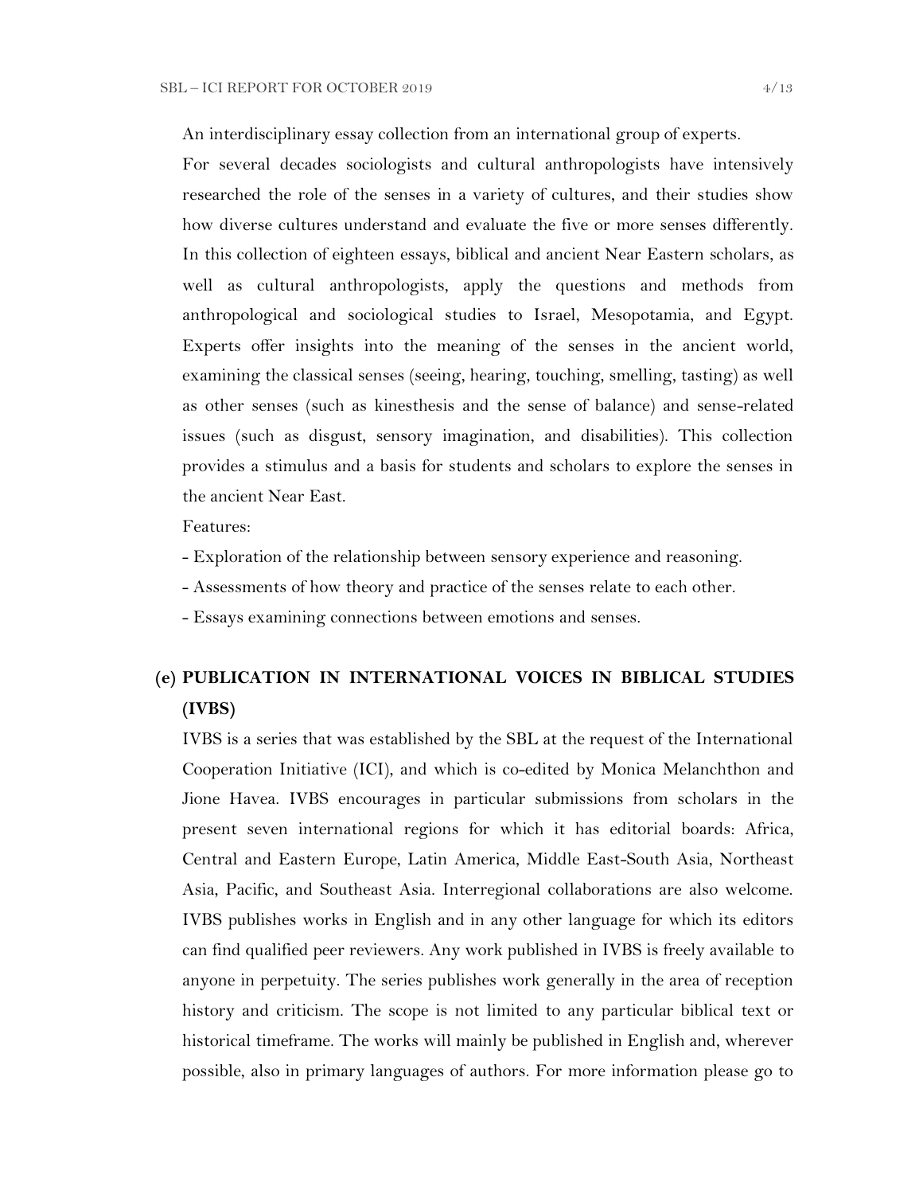An interdisciplinary essay collection from an international group of experts.

For several decades sociologists and cultural anthropologists have intensively researched the role of the senses in a variety of cultures, and their studies show how diverse cultures understand and evaluate the five or more senses differently. In this collection of eighteen essays, biblical and ancient Near Eastern scholars, as well as cultural anthropologists, apply the questions and methods from anthropological and sociological studies to Israel, Mesopotamia, and Egypt. Experts offer insights into the meaning of the senses in the ancient world, examining the classical senses (seeing, hearing, touching, smelling, tasting) as well as other senses (such as kinesthesis and the sense of balance) and sense-related issues (such as disgust, sensory imagination, and disabilities). This collection provides a stimulus and a basis for students and scholars to explore the senses in the ancient Near East.

Features:

- Exploration of the relationship between sensory experience and reasoning.
- Assessments of how theory and practice of the senses relate to each other.
- Essays examining connections between emotions and senses.

## (e) PUBLICATION IN INTERNATIONAL VOICES IN BIBLICAL STUDIES (IVBS)

IVBS is a series that was established by the SBL at the request of the International Cooperation Initiative (ICI), and which is co-edited by Monica Melanchthon and Jione Havea. IVBS encourages in particular submissions from scholars in the present seven international regions for which it has editorial boards: Africa, Central and Eastern Europe, Latin America, Middle East-South Asia, Northeast Asia, Pacific, and Southeast Asia. Interregional collaborations are also welcome. IVBS publishes works in English and in any other language for which its editors can find qualified peer reviewers. Any work published in IVBS is freely available to anyone in perpetuity. The series publishes work generally in the area of reception history and criticism. The scope is not limited to any particular biblical text or historical timeframe. The works will mainly be published in English and, wherever possible, also in primary languages of authors. For more information please go to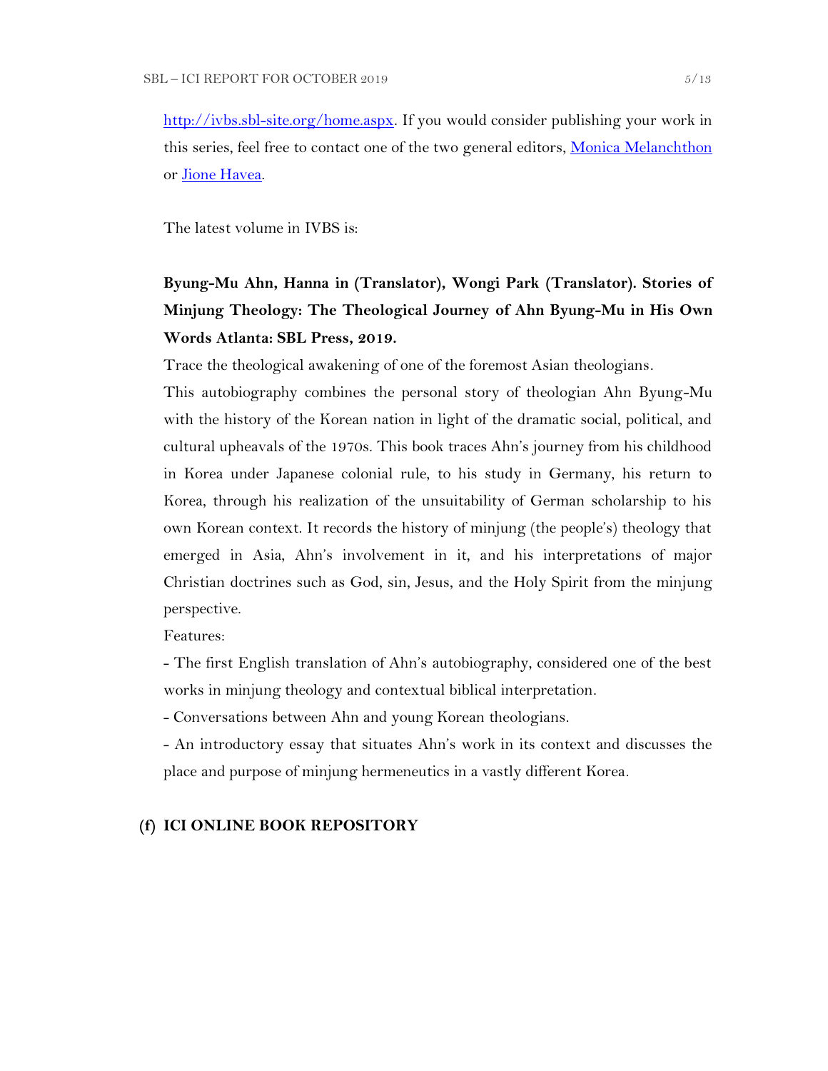[http://ivbs.sbl-site.org/home.aspx](http://ivbs.sbl-site.org/home.aspx). If you would consider publishing your work in this series, feel free to contact one of the two general editors, Monica Melanchthon or Jione Havea.

The latest volume in IVBS is:

**Byung-Mu Ahn, Hanna in (Translator), Wongi Park (Translator). Stories of Minjung Theology: The Theological Journey of Ahn Byung-Mu in His Own Words Atlanta: SBL Press, 2019.**

Trace the theological awakening of one of the foremost Asian theologians.

This autobiography combines the personal story of theologian Ahn Byung-Mu with the history of the Korean nation in light of the dramatic social, political, and cultural upheavals of the 1970s. This book traces Ahn's journey from his childhood in Korea under Japanese colonial rule, to his study in Germany, his return to Korea, through his realization of the unsuitability of German scholarship to his own Korean context. It records the history of minjung (the people's) theology that emerged in Asia, Ahn's involvement in it, and his interpretations of major Christian doctrines such as God, sin, Jesus, and the Holy Spirit from the minjung perspective.

Features:

- The first English translation of Ahn's autobiography, considered one of the best works in minjung theology and contextual biblical interpretation.
- Conversations between Ahn and young Korean theologians.
- An introductory essay that situates Ahn's work in its context and discusses the place and purpose of minjung hermeneutics in a vastly different Korea.

## (f) ICI ONLINE BOOK REPOSITORY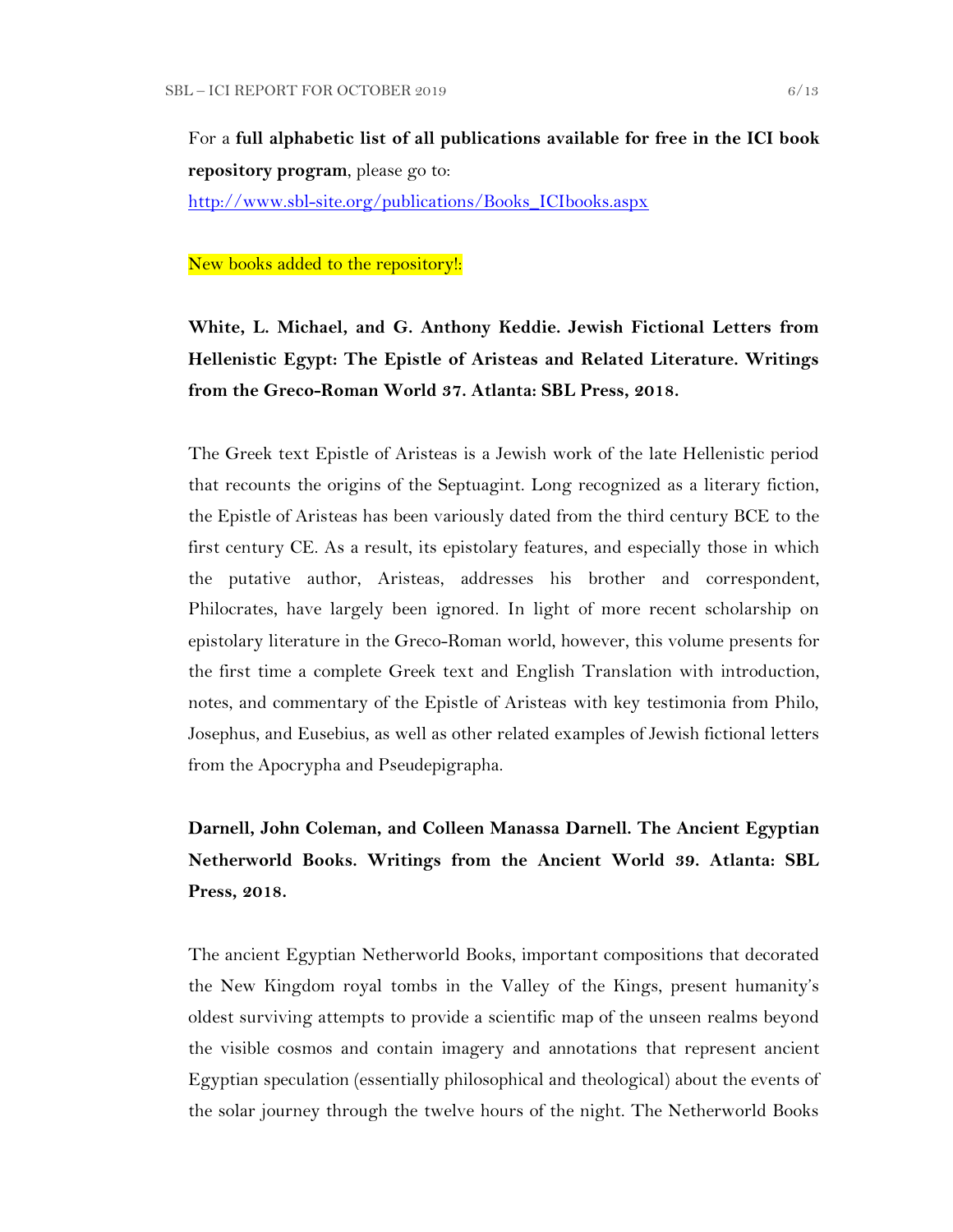For a **full alphabetic list of all publications available for free in the ICI book repository program**, please go to:
[http://www.sbl-site.org/publications/Books_ICIbooks.aspx](http://www.sbl-site.org/publications/Books_ICIbooks.aspx)

New books added to the repository!:

**White, L. Michael, and G. Anthony Keddie. Jewish Fictional Letters from Hellenistic Egypt: The Epistle of Aristeas and Related Literature. Writings from the Greco-Roman World 37. Atlanta: SBL Press, 2018.**

The Greek text Epistle of Aristeas is a Jewish work of the late Hellenistic period that recounts the origins of the Septuagint. Long recognized as a literary fiction, the Epistle of Aristeas has been variously dated from the third century BCE to the first century CE. As a result, its epistolary features, and especially those in which the putative author, Aristeas, addresses his brother and correspondent, Philocrates, have largely been ignored. In light of more recent scholarship on epistolary literature in the Greco-Roman world, however, this volume presents for the first time a complete Greek text and English Translation with introduction, notes, and commentary of the Epistle of Aristeas with key testimonia from Philo, Josephus, and Eusebius, as well as other related examples of Jewish fictional letters from the Apocrypha and Pseudepigrapha.

**Darnell, John Coleman, and Colleen Manassa Darnell. The Ancient Egyptian Netherworld Books. Writings from the Ancient World 39. Atlanta: SBL Press, 2018.**

The ancient Egyptian Netherworld Books, important compositions that decorated the New Kingdom royal tombs in the Valley of the Kings, present humanity's oldest surviving attempts to provide a scientific map of the unseen realms beyond the visible cosmos and contain imagery and annotations that represent ancient Egyptian speculation (essentially philosophical and theological) about the events of the solar journey through the twelve hours of the night. The Netherworld Books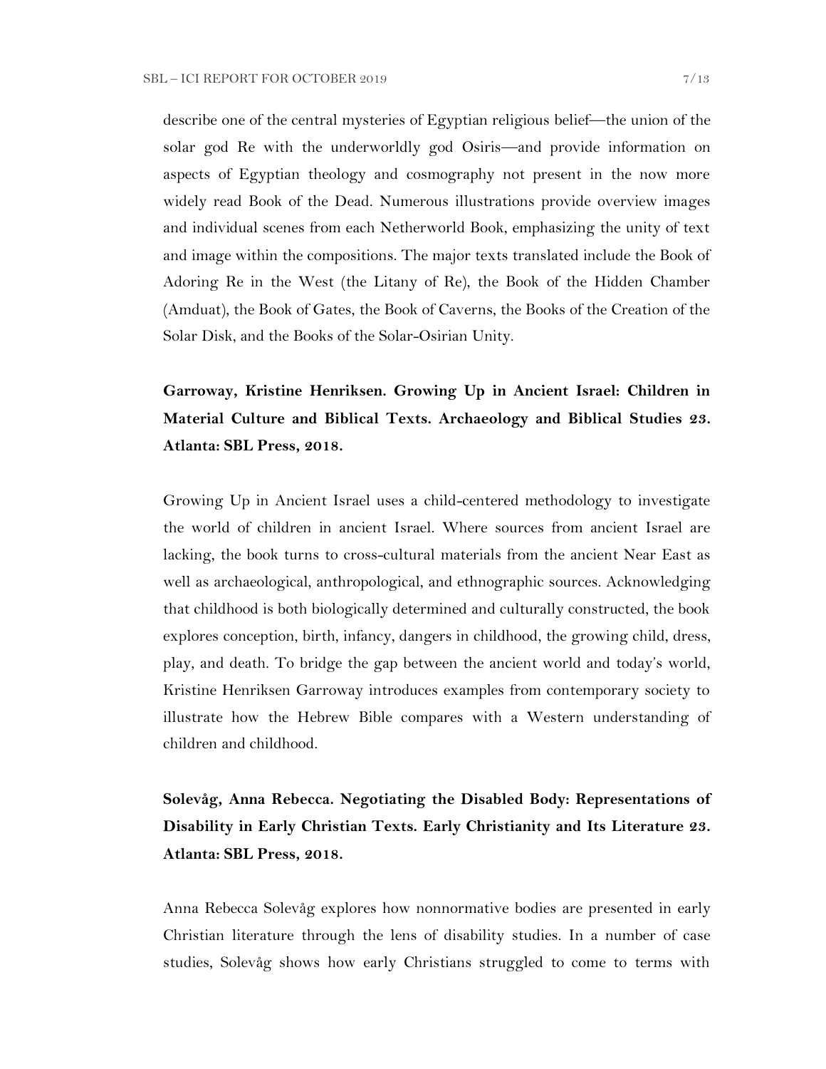describe one of the central mysteries of Egyptian religious belief—the union of the solar god Re with the underworldly god Osiris—and provide information on aspects of Egyptian theology and cosmography not present in the now more widely read Book of the Dead. Numerous illustrations provide overview images and individual scenes from each Netherworld Book, emphasizing the unity of text and image within the compositions. The major texts translated include the Book of Adoring Re in the West (the Litany of Re), the Book of the Hidden Chamber (Amduat), the Book of Gates, the Book of Caverns, the Books of the Creation of the Solar Disk, and the Books of the Solar-Osirian Unity.

**Garroway, Kristine Henriksen. Growing Up in Ancient Israel: Children in Material Culture and Biblical Texts. Archaeology and Biblical Studies 23. Atlanta: SBL Press, 2018.**

Growing Up in Ancient Israel uses a child-centered methodology to investigate the world of children in ancient Israel. Where sources from ancient Israel are lacking, the book turns to cross-cultural materials from the ancient Near East as well as archaeological, anthropological, and ethnographic sources. Acknowledging that childhood is both biologically determined and culturally constructed, the book explores conception, birth, infancy, dangers in childhood, the growing child, dress, play, and death. To bridge the gap between the ancient world and today's world, Kristine Henriksen Garroway introduces examples from contemporary society to illustrate how the Hebrew Bible compares with a Western understanding of children and childhood.

**Solevåg, Anna Rebecca. Negotiating the Disabled Body: Representations of Disability in Early Christian Texts. Early Christianity and Its Literature 23. Atlanta: SBL Press, 2018.**

Anna Rebecca Solevåg explores how nonnormative bodies are presented in early Christian literature through the lens of disability studies. In a number of case studies, Solevåg shows how early Christians struggled to come to terms with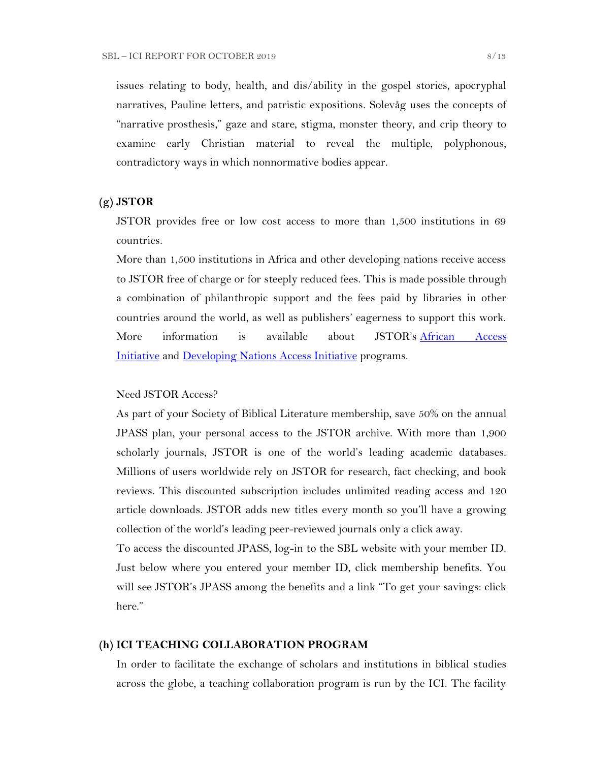issues relating to body, health, and dis/ability in the gospel stories, apocryphal narratives, Pauline letters, and patristic expositions. Solevåg uses the concepts of "narrative prosthesis," gaze and stare, stigma, monster theory, and crip theory to examine early Christian material to reveal the multiple, polyphonous, contradictory ways in which nonnormative bodies appear.

### (g) JSTOR

JSTOR provides free or low cost access to more than 1,500 institutions in 69 countries.

More than 1,500 institutions in Africa and other developing nations receive access to JSTOR free of charge or for steeply reduced fees. This is made possible through a combination of philanthropic support and the fees paid by libraries in other countries around the world, as well as publishers' eagerness to support this work. More information is available about JSTOR's African Access Initiative and Developing Nations Access Initiative programs.

Need JSTOR Access?

As part of your Society of Biblical Literature membership, save 50% on the annual JPASS plan, your personal access to the JSTOR archive. With more than 1,900 scholarly journals, JSTOR is one of the world's leading academic databases. Millions of users worldwide rely on JSTOR for research, fact checking, and book reviews. This discounted subscription includes unlimited reading access and 120 article downloads. JSTOR adds new titles every month so you'll have a growing collection of the world's leading peer-reviewed journals only a click away.

To access the discounted JPASS, log-in to the SBL website with your member ID. Just below where you entered your member ID, click membership benefits. You will see JSTOR's JPASS among the benefits and a link "To get your savings: click here."

### (h) ICI TEACHING COLLABORATION PROGRAM

In order to facilitate the exchange of scholars and institutions in biblical studies across the globe, a teaching collaboration program is run by the ICI. The facility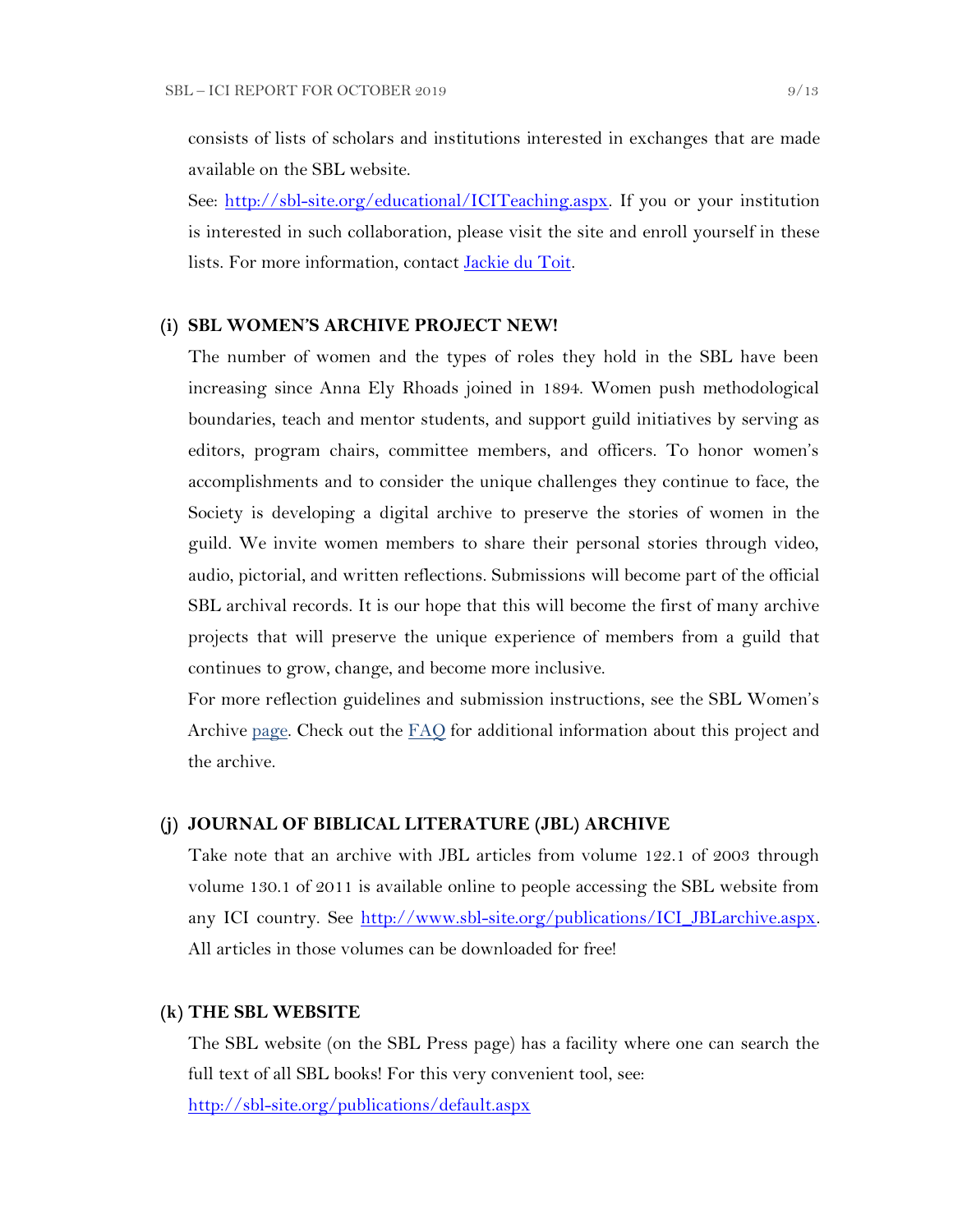consists of lists of scholars and institutions interested in exchanges that are made available on the SBL website.

See: [http://sbl-site.org/educational/ICITeaching.aspx](http://sbl-site.org/educational/ICITeaching.aspx). If you or your institution is interested in such collaboration, please visit the site and enroll yourself in these lists. For more information, contact Jackie du Toit.

### (i) SBL WOMEN'S ARCHIVE PROJECT NEW!

The number of women and the types of roles they hold in the SBL have been increasing since Anna Ely Rhoads joined in 1894. Women push methodological boundaries, teach and mentor students, and support guild initiatives by serving as editors, program chairs, committee members, and officers. To honor women's accomplishments and to consider the unique challenges they continue to face, the Society is developing a digital archive to preserve the stories of women in the guild. We invite women members to share their personal stories through video, audio, pictorial, and written reflections. Submissions will become part of the official SBL archival records. It is our hope that this will become the first of many archive projects that will preserve the unique experience of members from a guild that continues to grow, change, and become more inclusive.

For more reflection guidelines and submission instructions, see the SBL Women's Archive page. Check out the FAQ for additional information about this project and the archive.

### (j) JOURNAL OF BIBLICAL LITERATURE (JBL) ARCHIVE

Take note that an archive with JBL articles from volume 122.1 of 2003 through volume 130.1 of 2011 is available online to people accessing the SBL website from any ICI country. See [http://www.sbl-site.org/publications/ICI_JBLarchive.aspx](http://www.sbl-site.org/publications/ICI_JBLarchive.aspx). All articles in those volumes can be downloaded for free!

### (k) THE SBL WEBSITE

The SBL website (on the SBL Press page) has a facility where one can search the full text of all SBL books! For this very convenient tool, see:
[http://sbl-site.org/publications/default.aspx](http://sbl-site.org/publications/default.aspx)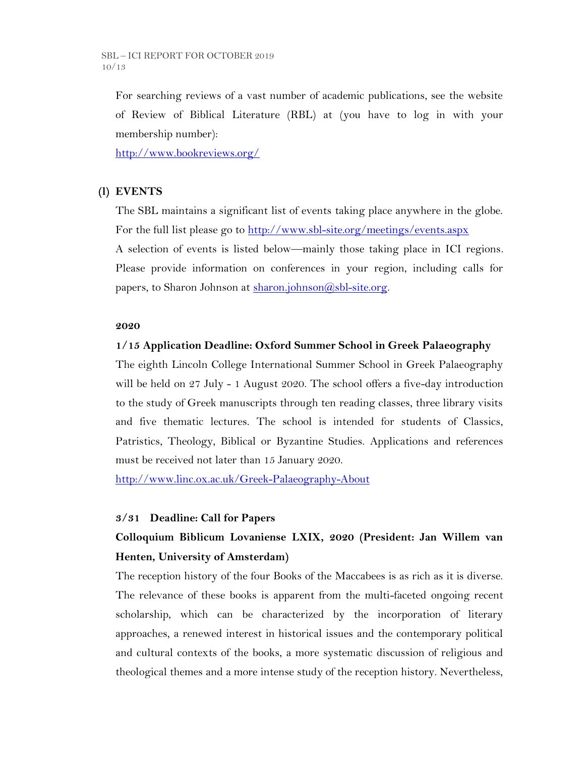For searching reviews of a vast number of academic publications, see the website of Review of Biblical Literature (RBL) at (you have to log in with your membership number):

http://www.bookreviews.org/

## (l) EVENTS

The SBL maintains a significant list of events taking place anywhere in the globe. For the full list please go to http://www.sbl-site.org/meetings/events.aspx

A selection of events is listed below—mainly those taking place in ICI regions. Please provide information on conferences in your region, including calls for papers, to Sharon Johnson at sharon.johnson@sbl-site.org.

### 2020

**1/15 Application Deadline: Oxford Summer School in Greek Palaeography**

The eighth Lincoln College International Summer School in Greek Palaeography will be held on 27 July - 1 August 2020. The school offers a five-day introduction to the study of Greek manuscripts through ten reading classes, three library visits and five thematic lectures. The school is intended for students of Classics, Patristics, Theology, Biblical or Byzantine Studies. Applications and references must be received not later than 15 January 2020.

http://www.linc.ox.ac.uk/Greek-Palaeography-About

**3/31 Deadline: Call for Papers**

**Colloquium Biblicum Lovaniense LXIX, 2020 (President: Jan Willem van Henten, University of Amsterdam)**

The reception history of the four Books of the Maccabees is as rich as it is diverse. The relevance of these books is apparent from the multi-faceted ongoing recent scholarship, which can be characterized by the incorporation of literary approaches, a renewed interest in historical issues and the contemporary political and cultural contexts of the books, a more systematic discussion of religious and theological themes and a more intense study of the reception history. Nevertheless,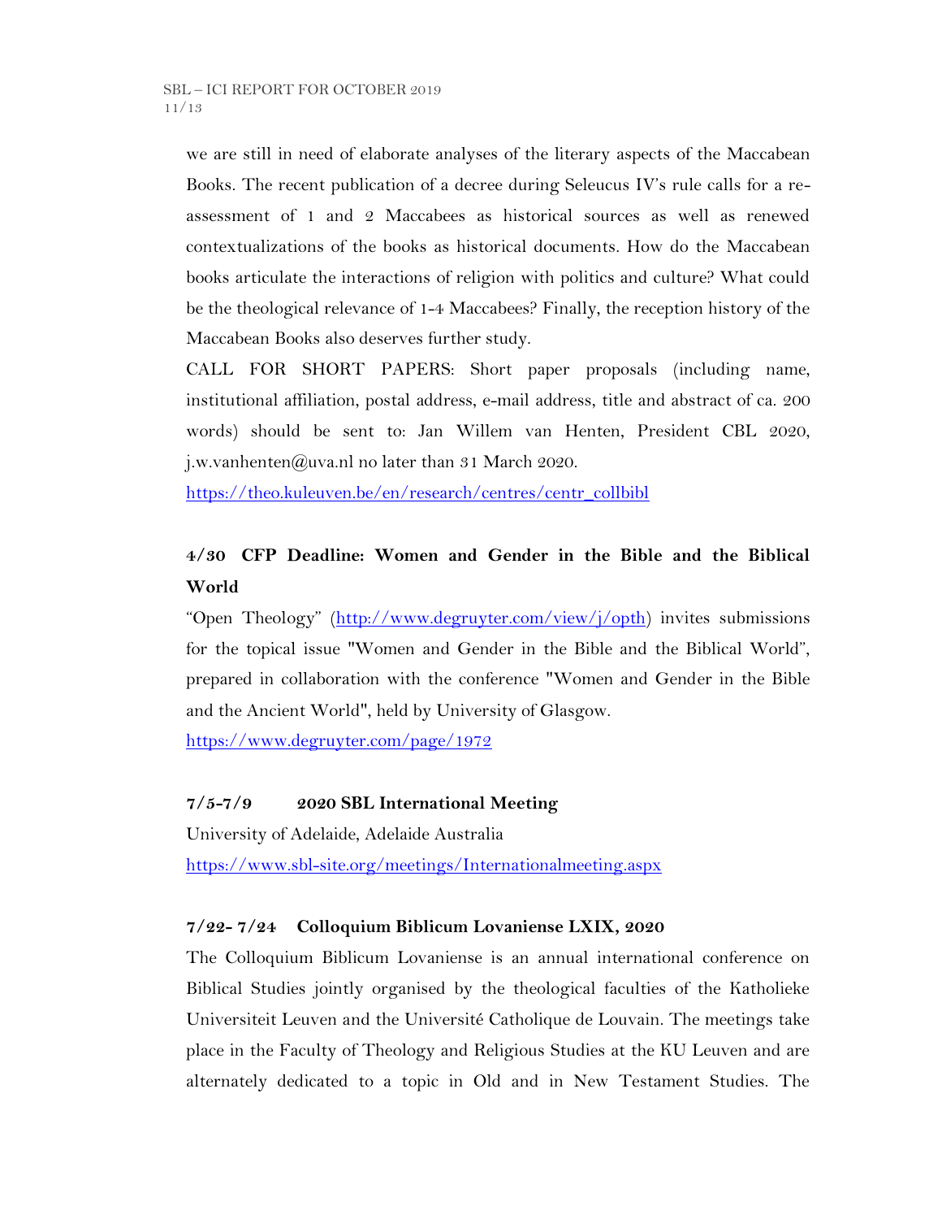we are still in need of elaborate analyses of the literary aspects of the Maccabean Books. The recent publication of a decree during Seleucus IV's rule calls for a re-assessment of 1 and 2 Maccabees as historical sources as well as renewed contextualizations of the books as historical documents. How do the Maccabean books articulate the interactions of religion with politics and culture? What could be the theological relevance of 1-4 Maccabees? Finally, the reception history of the Maccabean Books also deserves further study.

CALL FOR SHORT PAPERS: Short paper proposals (including name, institutional affiliation, postal address, e-mail address, title and abstract of ca. 200 words) should be sent to: Jan Willem van Henten, President CBL 2020, j.w.vanhenten@uva.nl no later than 31 March 2020.

https://theo.kuleuven.be/en/research/centres/centr_collbibl

**4/30 CFP Deadline: Women and Gender in the Bible and the Biblical World**

"Open Theology" (http://www.degruyter.com/view/j/opth) invites submissions for the topical issue "Women and Gender in the Bible and the Biblical World", prepared in collaboration with the conference "Women and Gender in the Bible and the Ancient World", held by University of Glasgow.

https://www.degruyter.com/page/1972

**7/5-7/9 2020 SBL International Meeting**

University of Adelaide, Adelaide Australia

https://www.sbl-site.org/meetings/Internationalmeeting.aspx

**7/22- 7/24 Colloquium Biblicum Lovaniense LXIX, 2020**

The Colloquium Biblicum Lovaniense is an annual international conference on Biblical Studies jointly organised by the theological faculties of the Katholieke Universiteit Leuven and the Université Catholique de Louvain. The meetings take place in the Faculty of Theology and Religious Studies at the KU Leuven and are alternately dedicated to a topic in Old and in New Testament Studies. The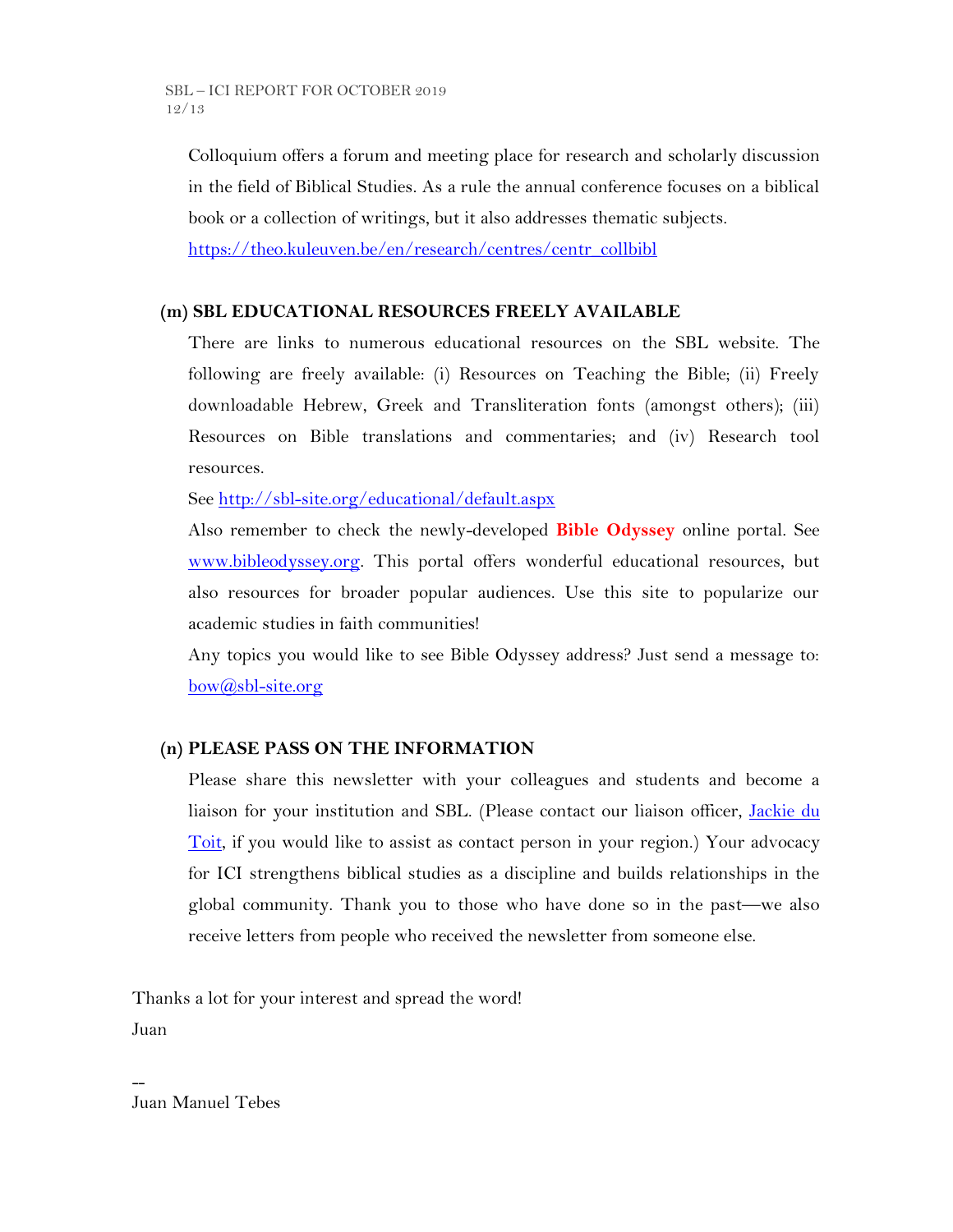Colloquium offers a forum and meeting place for research and scholarly discussion in the field of Biblical Studies. As a rule the annual conference focuses on a biblical book or a collection of writings, but it also addresses thematic subjects.
https://theo.kuleuven.be/en/research/centres/centr_collbibl

### (m) SBL EDUCATIONAL RESOURCES FREELY AVAILABLE

There are links to numerous educational resources on the SBL website. The following are freely available: (i) Resources on Teaching the Bible; (ii) Freely downloadable Hebrew, Greek and Transliteration fonts (amongst others); (iii) Resources on Bible translations and commentaries; and (iv) Research tool resources.

See http://sbl-site.org/educational/default.aspx

Also remember to check the newly-developed **Bible Odyssey** online portal. See www.bibleodyssey.org. This portal offers wonderful educational resources, but also resources for broader popular audiences. Use this site to popularize our academic studies in faith communities!

Any topics you would like to see Bible Odyssey address? Just send a message to: bow@sbl-site.org

### (n) PLEASE PASS ON THE INFORMATION

Please share this newsletter with your colleagues and students and become a liaison for your institution and SBL. (Please contact our liaison officer, Jackie du Toit, if you would like to assist as contact person in your region.) Your advocacy for ICI strengthens biblical studies as a discipline and builds relationships in the global community. Thank you to those who have done so in the past—we also receive letters from people who received the newsletter from someone else.

Thanks a lot for your interest and spread the word!
Juan

--
Juan Manuel Tebes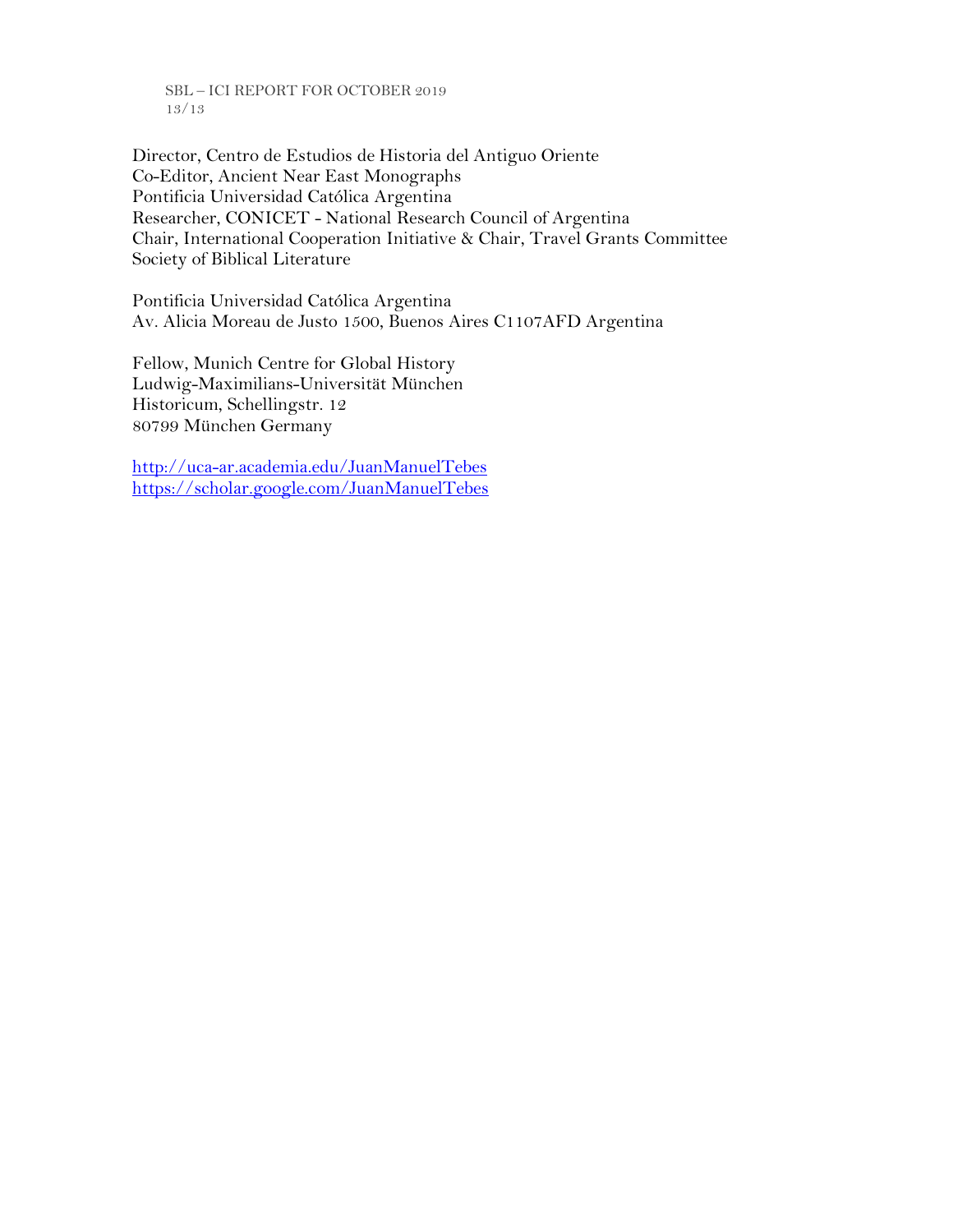Director, Centro de Estudios de Historia del Antiguo Oriente
Co-Editor, Ancient Near East Monographs
Pontificia Universidad Católica Argentina
Researcher, CONICET - National Research Council of Argentina
Chair, International Cooperation Initiative & Chair, Travel Grants Committee
Society of Biblical Literature

Pontificia Universidad Católica Argentina
Av. Alicia Moreau de Justo 1500, Buenos Aires C1107AFD Argentina

Fellow, Munich Centre for Global History
Ludwig-Maximilians-Universität München
Historicum, Schellingstr. 12
80799 München Germany

http://uca-ar.academia.edu/JuanManuelTebes
https://scholar.google.com/JuanManuelTebes